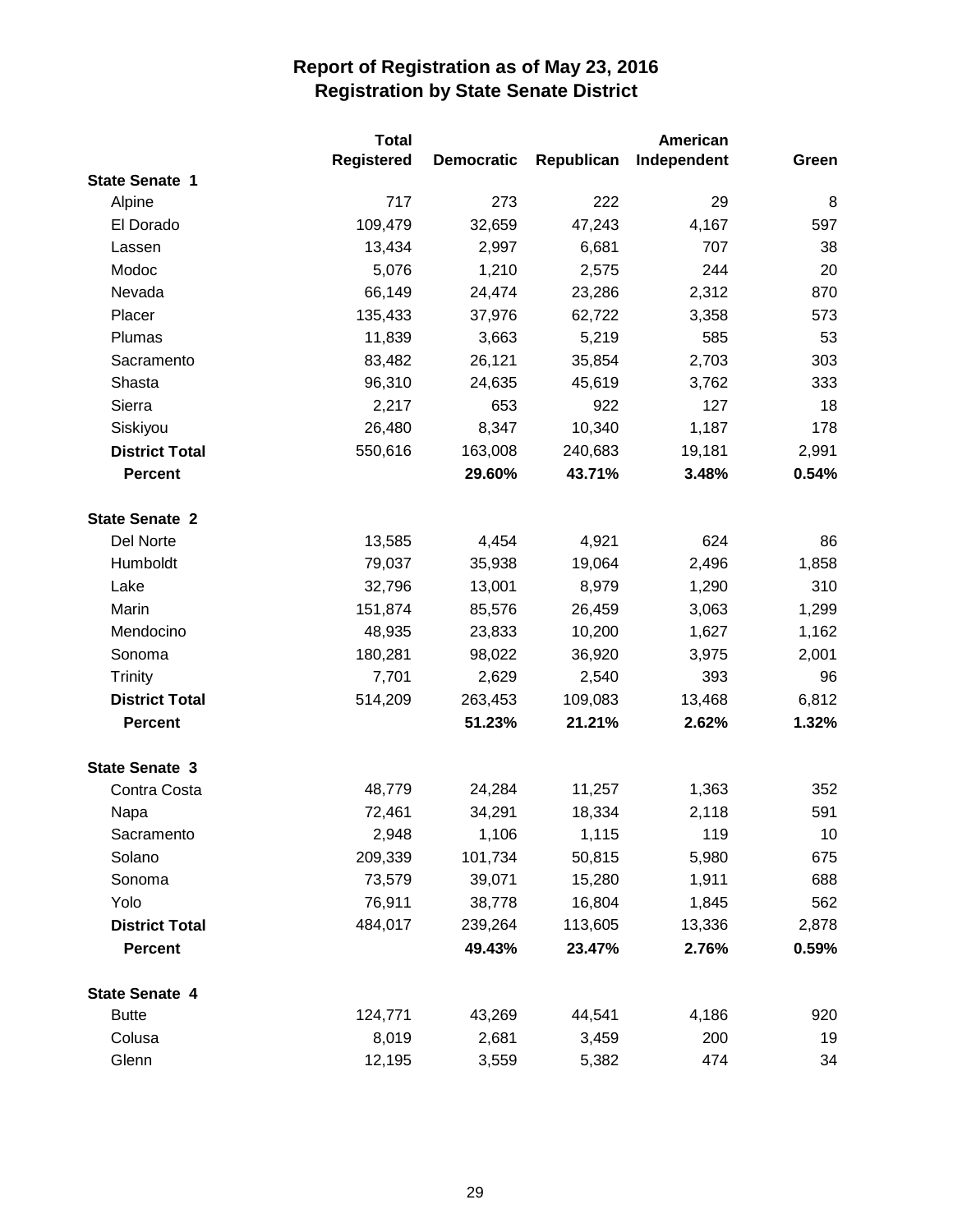# Report of Registration as of May 23, 2016
## Registration by State Senate District

| | Total Registered | Democratic | Republican | American Independent | Green |
|---|---|---|---|---|---|
| **State Senate 1** | | | | | |
| Alpine | 717 | 273 | 222 | 29 | 8 |
| El Dorado | 109,479 | 32,659 | 47,243 | 4,167 | 597 |
| Lassen | 13,434 | 2,997 | 6,681 | 707 | 38 |
| Modoc | 5,076 | 1,210 | 2,575 | 244 | 20 |
| Nevada | 66,149 | 24,474 | 23,286 | 2,312 | 870 |
| Placer | 135,433 | 37,976 | 62,722 | 3,358 | 573 |
| Plumas | 11,839 | 3,663 | 5,219 | 585 | 53 |
| Sacramento | 83,482 | 26,121 | 35,854 | 2,703 | 303 |
| Shasta | 96,310 | 24,635 | 45,619 | 3,762 | 333 |
| Sierra | 2,217 | 653 | 922 | 127 | 18 |
| Siskiyou | 26,480 | 8,347 | 10,340 | 1,187 | 178 |
| **District Total** | 550,616 | 163,008 | 240,683 | 19,181 | 2,991 |
| **Percent** | | **29.60%** | **43.71%** | **3.48%** | **0.54%** |
| **State Senate 2** | | | | | |
| Del Norte | 13,585 | 4,454 | 4,921 | 624 | 86 |
| Humboldt | 79,037 | 35,938 | 19,064 | 2,496 | 1,858 |
| Lake | 32,796 | 13,001 | 8,979 | 1,290 | 310 |
| Marin | 151,874 | 85,576 | 26,459 | 3,063 | 1,299 |
| Mendocino | 48,935 | 23,833 | 10,200 | 1,627 | 1,162 |
| Sonoma | 180,281 | 98,022 | 36,920 | 3,975 | 2,001 |
| Trinity | 7,701 | 2,629 | 2,540 | 393 | 96 |
| **District Total** | 514,209 | 263,453 | 109,083 | 13,468 | 6,812 |
| **Percent** | | **51.23%** | **21.21%** | **2.62%** | **1.32%** |
| **State Senate 3** | | | | | |
| Contra Costa | 48,779 | 24,284 | 11,257 | 1,363 | 352 |
| Napa | 72,461 | 34,291 | 18,334 | 2,118 | 591 |
| Sacramento | 2,948 | 1,106 | 1,115 | 119 | 10 |
| Solano | 209,339 | 101,734 | 50,815 | 5,980 | 675 |
| Sonoma | 73,579 | 39,071 | 15,280 | 1,911 | 688 |
| Yolo | 76,911 | 38,778 | 16,804 | 1,845 | 562 |
| **District Total** | 484,017 | 239,264 | 113,605 | 13,336 | 2,878 |
| **Percent** | | **49.43%** | **23.47%** | **2.76%** | **0.59%** |
| **State Senate 4** | | | | | |
| Butte | 124,771 | 43,269 | 44,541 | 4,186 | 920 |
| Colusa | 8,019 | 2,681 | 3,459 | 200 | 19 |
| Glenn | 12,195 | 3,559 | 5,382 | 474 | 34 |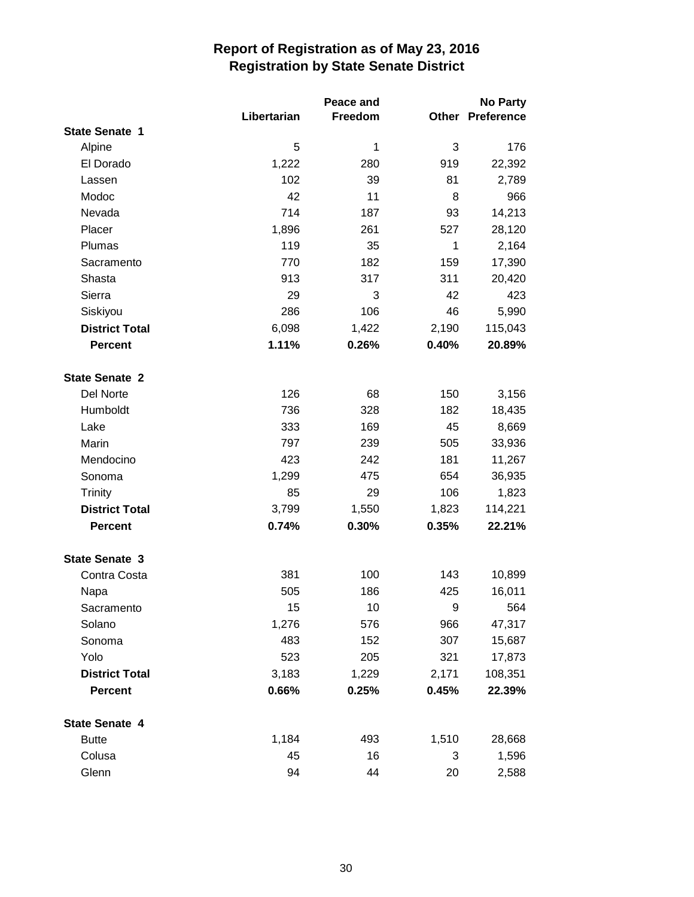# Report of Registration as of May 23, 2016
## Registration by State Senate District

| | Libertarian | Peace and Freedom | Other | No Party Preference |
|---|---|---|---|---|
| **State Senate 1** | | | | |
| Alpine | 5 | 1 | 3 | 176 |
| El Dorado | 1,222 | 280 | 919 | 22,392 |
| Lassen | 102 | 39 | 81 | 2,789 |
| Modoc | 42 | 11 | 8 | 966 |
| Nevada | 714 | 187 | 93 | 14,213 |
| Placer | 1,896 | 261 | 527 | 28,120 |
| Plumas | 119 | 35 | 1 | 2,164 |
| Sacramento | 770 | 182 | 159 | 17,390 |
| Shasta | 913 | 317 | 311 | 20,420 |
| Sierra | 29 | 3 | 42 | 423 |
| Siskiyou | 286 | 106 | 46 | 5,990 |
| **District Total** | 6,098 | 1,422 | 2,190 | 115,043 |
| **Percent** | **1.11%** | **0.26%** | **0.40%** | **20.89%** |
| **State Senate 2** | | | | |
| Del Norte | 126 | 68 | 150 | 3,156 |
| Humboldt | 736 | 328 | 182 | 18,435 |
| Lake | 333 | 169 | 45 | 8,669 |
| Marin | 797 | 239 | 505 | 33,936 |
| Mendocino | 423 | 242 | 181 | 11,267 |
| Sonoma | 1,299 | 475 | 654 | 36,935 |
| Trinity | 85 | 29 | 106 | 1,823 |
| **District Total** | 3,799 | 1,550 | 1,823 | 114,221 |
| **Percent** | **0.74%** | **0.30%** | **0.35%** | **22.21%** |
| **State Senate 3** | | | | |
| Contra Costa | 381 | 100 | 143 | 10,899 |
| Napa | 505 | 186 | 425 | 16,011 |
| Sacramento | 15 | 10 | 9 | 564 |
| Solano | 1,276 | 576 | 966 | 47,317 |
| Sonoma | 483 | 152 | 307 | 15,687 |
| Yolo | 523 | 205 | 321 | 17,873 |
| **District Total** | 3,183 | 1,229 | 2,171 | 108,351 |
| **Percent** | **0.66%** | **0.25%** | **0.45%** | **22.39%** |
| **State Senate 4** | | | | |
| Butte | 1,184 | 493 | 1,510 | 28,668 |
| Colusa | 45 | 16 | 3 | 1,596 |
| Glenn | 94 | 44 | 20 | 2,588 |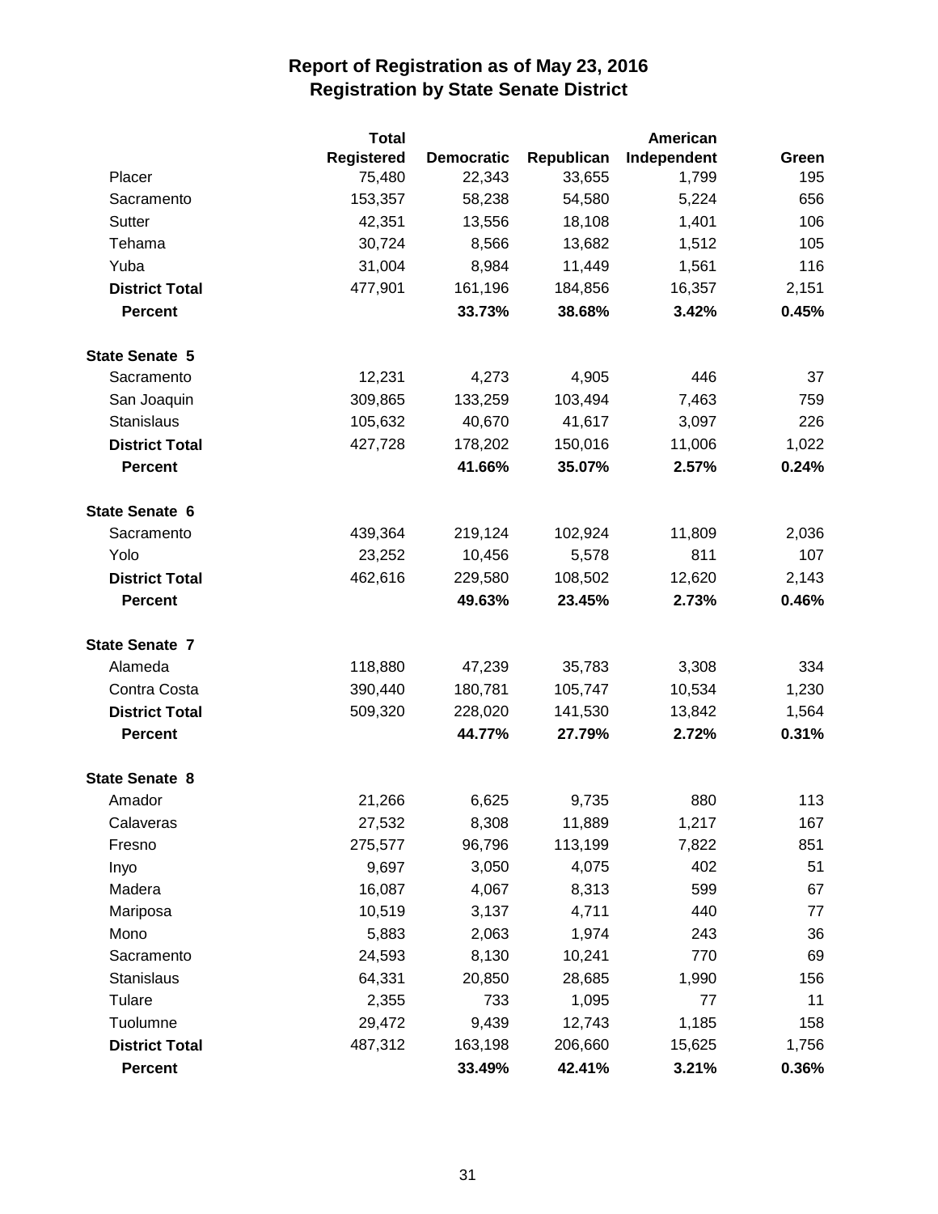# Report of Registration as of May 23, 2016
## Registration by State Senate District

| | Total Registered | Democratic | Republican | American Independent | Green |
|---|---|---|---|---|---|
| Placer | 75,480 | 22,343 | 33,655 | 1,799 | 195 |
| Sacramento | 153,357 | 58,238 | 54,580 | 5,224 | 656 |
| Sutter | 42,351 | 13,556 | 18,108 | 1,401 | 106 |
| Tehama | 30,724 | 8,566 | 13,682 | 1,512 | 105 |
| Yuba | 31,004 | 8,984 | 11,449 | 1,561 | 116 |
| **District Total** | 477,901 | 161,196 | 184,856 | 16,357 | 2,151 |
| **Percent** | | **33.73%** | **38.68%** | **3.42%** | **0.45%** |
| **State Senate 5** | | | | | |
| Sacramento | 12,231 | 4,273 | 4,905 | 446 | 37 |
| San Joaquin | 309,865 | 133,259 | 103,494 | 7,463 | 759 |
| Stanislaus | 105,632 | 40,670 | 41,617 | 3,097 | 226 |
| **District Total** | 427,728 | 178,202 | 150,016 | 11,006 | 1,022 |
| **Percent** | | **41.66%** | **35.07%** | **2.57%** | **0.24%** |
| **State Senate 6** | | | | | |
| Sacramento | 439,364 | 219,124 | 102,924 | 11,809 | 2,036 |
| Yolo | 23,252 | 10,456 | 5,578 | 811 | 107 |
| **District Total** | 462,616 | 229,580 | 108,502 | 12,620 | 2,143 |
| **Percent** | | **49.63%** | **23.45%** | **2.73%** | **0.46%** |
| **State Senate 7** | | | | | |
| Alameda | 118,880 | 47,239 | 35,783 | 3,308 | 334 |
| Contra Costa | 390,440 | 180,781 | 105,747 | 10,534 | 1,230 |
| **District Total** | 509,320 | 228,020 | 141,530 | 13,842 | 1,564 |
| **Percent** | | **44.77%** | **27.79%** | **2.72%** | **0.31%** |
| **State Senate 8** | | | | | |
| Amador | 21,266 | 6,625 | 9,735 | 880 | 113 |
| Calaveras | 27,532 | 8,308 | 11,889 | 1,217 | 167 |
| Fresno | 275,577 | 96,796 | 113,199 | 7,822 | 851 |
| Inyo | 9,697 | 3,050 | 4,075 | 402 | 51 |
| Madera | 16,087 | 4,067 | 8,313 | 599 | 67 |
| Mariposa | 10,519 | 3,137 | 4,711 | 440 | 77 |
| Mono | 5,883 | 2,063 | 1,974 | 243 | 36 |
| Sacramento | 24,593 | 8,130 | 10,241 | 770 | 69 |
| Stanislaus | 64,331 | 20,850 | 28,685 | 1,990 | 156 |
| Tulare | 2,355 | 733 | 1,095 | 77 | 11 |
| Tuolumne | 29,472 | 9,439 | 12,743 | 1,185 | 158 |
| **District Total** | 487,312 | 163,198 | 206,660 | 15,625 | 1,756 |
| **Percent** | | **33.49%** | **42.41%** | **3.21%** | **0.36%** |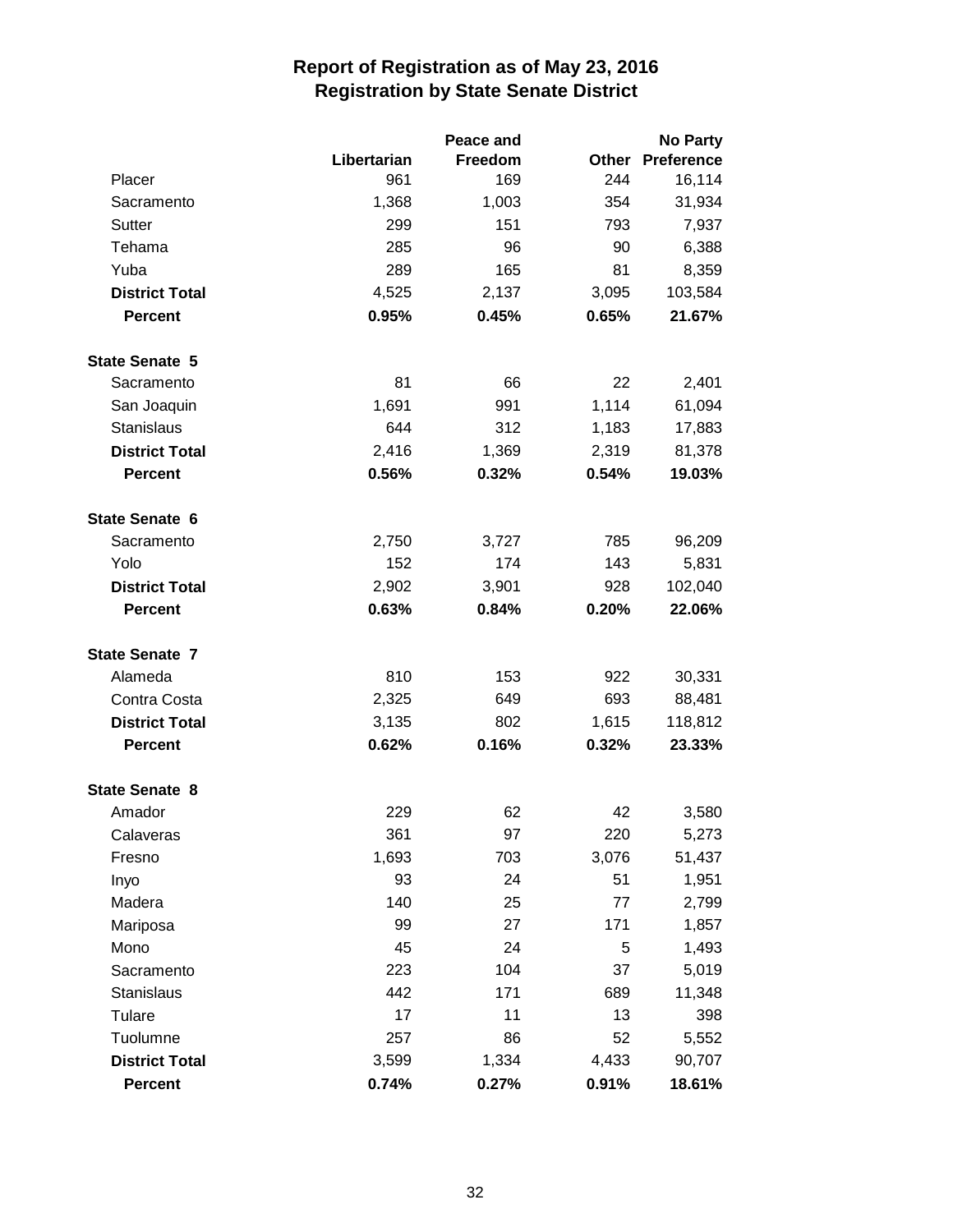# Report of Registration as of May 23, 2016
## Registration by State Senate District

| | Libertarian | Peace and Freedom | Other | No Party Preference |
|---|---|---|---|---|
| Placer | 961 | 169 | 244 | 16,114 |
| Sacramento | 1,368 | 1,003 | 354 | 31,934 |
| Sutter | 299 | 151 | 793 | 7,937 |
| Tehama | 285 | 96 | 90 | 6,388 |
| Yuba | 289 | 165 | 81 | 8,359 |
| **District Total** | 4,525 | 2,137 | 3,095 | 103,584 |
| **Percent** | **0.95%** | **0.45%** | **0.65%** | **21.67%** |
| **State Senate 5** | | | | |
| Sacramento | 81 | 66 | 22 | 2,401 |
| San Joaquin | 1,691 | 991 | 1,114 | 61,094 |
| Stanislaus | 644 | 312 | 1,183 | 17,883 |
| **District Total** | 2,416 | 1,369 | 2,319 | 81,378 |
| **Percent** | **0.56%** | **0.32%** | **0.54%** | **19.03%** |
| **State Senate 6** | | | | |
| Sacramento | 2,750 | 3,727 | 785 | 96,209 |
| Yolo | 152 | 174 | 143 | 5,831 |
| **District Total** | 2,902 | 3,901 | 928 | 102,040 |
| **Percent** | **0.63%** | **0.84%** | **0.20%** | **22.06%** |
| **State Senate 7** | | | | |
| Alameda | 810 | 153 | 922 | 30,331 |
| Contra Costa | 2,325 | 649 | 693 | 88,481 |
| **District Total** | 3,135 | 802 | 1,615 | 118,812 |
| **Percent** | **0.62%** | **0.16%** | **0.32%** | **23.33%** |
| **State Senate 8** | | | | |
| Amador | 229 | 62 | 42 | 3,580 |
| Calaveras | 361 | 97 | 220 | 5,273 |
| Fresno | 1,693 | 703 | 3,076 | 51,437 |
| Inyo | 93 | 24 | 51 | 1,951 |
| Madera | 140 | 25 | 77 | 2,799 |
| Mariposa | 99 | 27 | 171 | 1,857 |
| Mono | 45 | 24 | 5 | 1,493 |
| Sacramento | 223 | 104 | 37 | 5,019 |
| Stanislaus | 442 | 171 | 689 | 11,348 |
| Tulare | 17 | 11 | 13 | 398 |
| Tuolumne | 257 | 86 | 52 | 5,552 |
| **District Total** | 3,599 | 1,334 | 4,433 | 90,707 |
| **Percent** | **0.74%** | **0.27%** | **0.91%** | **18.61%** |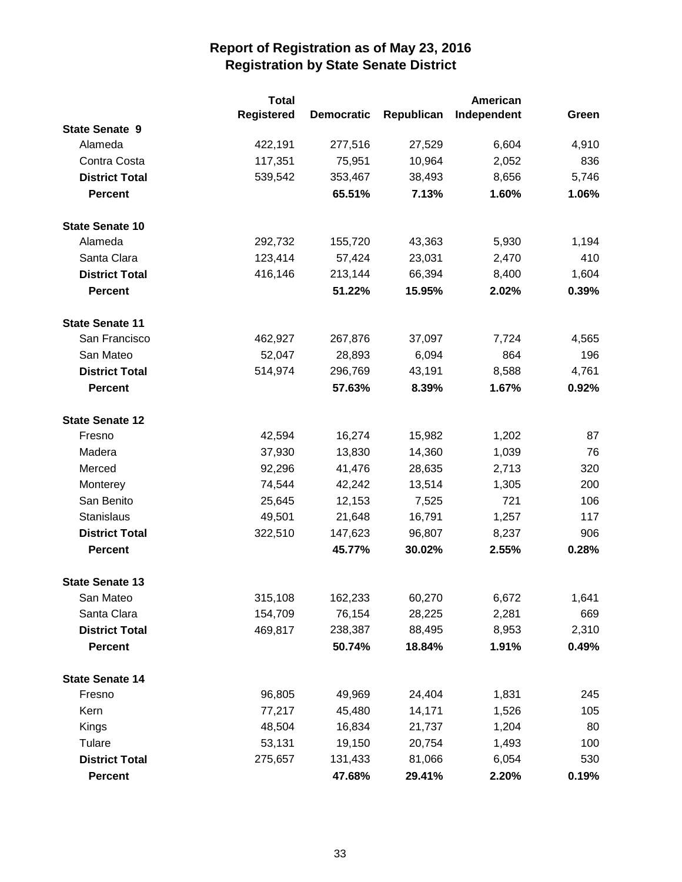# Report of Registration as of May 23, 2016
## Registration by State Senate District

| | Total Registered | Democratic | Republican | American Independent | Green |
|---|---|---|---|---|---|
| **State Senate 9** | | | | | |
| Alameda | 422,191 | 277,516 | 27,529 | 6,604 | 4,910 |
| Contra Costa | 117,351 | 75,951 | 10,964 | 2,052 | 836 |
| **District Total** | 539,542 | 353,467 | 38,493 | 8,656 | 5,746 |
| **Percent** | | **65.51%** | **7.13%** | **1.60%** | **1.06%** |
| **State Senate 10** | | | | | |
| Alameda | 292,732 | 155,720 | 43,363 | 5,930 | 1,194 |
| Santa Clara | 123,414 | 57,424 | 23,031 | 2,470 | 410 |
| **District Total** | 416,146 | 213,144 | 66,394 | 8,400 | 1,604 |
| **Percent** | | **51.22%** | **15.95%** | **2.02%** | **0.39%** |
| **State Senate 11** | | | | | |
| San Francisco | 462,927 | 267,876 | 37,097 | 7,724 | 4,565 |
| San Mateo | 52,047 | 28,893 | 6,094 | 864 | 196 |
| **District Total** | 514,974 | 296,769 | 43,191 | 8,588 | 4,761 |
| **Percent** | | **57.63%** | **8.39%** | **1.67%** | **0.92%** |
| **State Senate 12** | | | | | |
| Fresno | 42,594 | 16,274 | 15,982 | 1,202 | 87 |
| Madera | 37,930 | 13,830 | 14,360 | 1,039 | 76 |
| Merced | 92,296 | 41,476 | 28,635 | 2,713 | 320 |
| Monterey | 74,544 | 42,242 | 13,514 | 1,305 | 200 |
| San Benito | 25,645 | 12,153 | 7,525 | 721 | 106 |
| Stanislaus | 49,501 | 21,648 | 16,791 | 1,257 | 117 |
| **District Total** | 322,510 | 147,623 | 96,807 | 8,237 | 906 |
| **Percent** | | **45.77%** | **30.02%** | **2.55%** | **0.28%** |
| **State Senate 13** | | | | | |
| San Mateo | 315,108 | 162,233 | 60,270 | 6,672 | 1,641 |
| Santa Clara | 154,709 | 76,154 | 28,225 | 2,281 | 669 |
| **District Total** | 469,817 | 238,387 | 88,495 | 8,953 | 2,310 |
| **Percent** | | **50.74%** | **18.84%** | **1.91%** | **0.49%** |
| **State Senate 14** | | | | | |
| Fresno | 96,805 | 49,969 | 24,404 | 1,831 | 245 |
| Kern | 77,217 | 45,480 | 14,171 | 1,526 | 105 |
| Kings | 48,504 | 16,834 | 21,737 | 1,204 | 80 |
| Tulare | 53,131 | 19,150 | 20,754 | 1,493 | 100 |
| **District Total** | 275,657 | 131,433 | 81,066 | 6,054 | 530 |
| **Percent** | | **47.68%** | **29.41%** | **2.20%** | **0.19%** |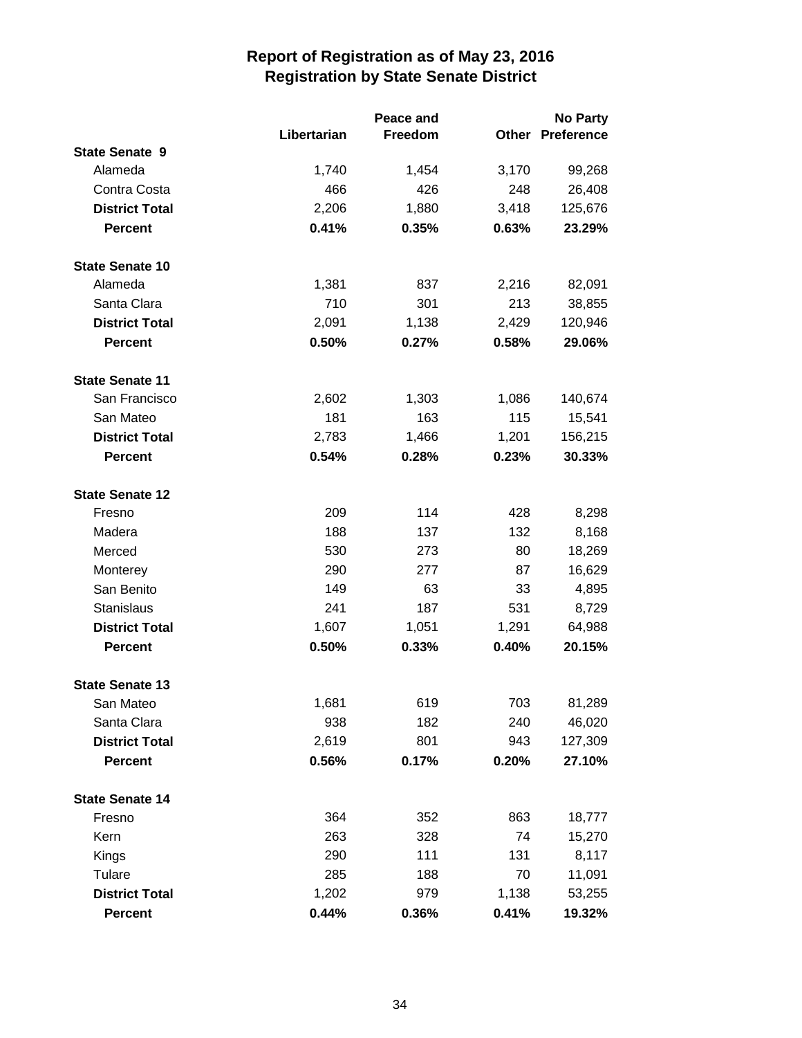# Report of Registration as of May 23, 2016
## Registration by State Senate District

| | Libertarian | Peace and Freedom | Other | No Party Preference |
|---|---|---|---|---|
| **State Senate 9** | | | | |
| Alameda | 1,740 | 1,454 | 3,170 | 99,268 |
| Contra Costa | 466 | 426 | 248 | 26,408 |
| **District Total** | 2,206 | 1,880 | 3,418 | 125,676 |
| **Percent** | **0.41%** | **0.35%** | **0.63%** | **23.29%** |
| **State Senate 10** | | | | |
| Alameda | 1,381 | 837 | 2,216 | 82,091 |
| Santa Clara | 710 | 301 | 213 | 38,855 |
| **District Total** | 2,091 | 1,138 | 2,429 | 120,946 |
| **Percent** | **0.50%** | **0.27%** | **0.58%** | **29.06%** |
| **State Senate 11** | | | | |
| San Francisco | 2,602 | 1,303 | 1,086 | 140,674 |
| San Mateo | 181 | 163 | 115 | 15,541 |
| **District Total** | 2,783 | 1,466 | 1,201 | 156,215 |
| **Percent** | **0.54%** | **0.28%** | **0.23%** | **30.33%** |
| **State Senate 12** | | | | |
| Fresno | 209 | 114 | 428 | 8,298 |
| Madera | 188 | 137 | 132 | 8,168 |
| Merced | 530 | 273 | 80 | 18,269 |
| Monterey | 290 | 277 | 87 | 16,629 |
| San Benito | 149 | 63 | 33 | 4,895 |
| Stanislaus | 241 | 187 | 531 | 8,729 |
| **District Total** | 1,607 | 1,051 | 1,291 | 64,988 |
| **Percent** | **0.50%** | **0.33%** | **0.40%** | **20.15%** |
| **State Senate 13** | | | | |
| San Mateo | 1,681 | 619 | 703 | 81,289 |
| Santa Clara | 938 | 182 | 240 | 46,020 |
| **District Total** | 2,619 | 801 | 943 | 127,309 |
| **Percent** | **0.56%** | **0.17%** | **0.20%** | **27.10%** |
| **State Senate 14** | | | | |
| Fresno | 364 | 352 | 863 | 18,777 |
| Kern | 263 | 328 | 74 | 15,270 |
| Kings | 290 | 111 | 131 | 8,117 |
| Tulare | 285 | 188 | 70 | 11,091 |
| **District Total** | 1,202 | 979 | 1,138 | 53,255 |
| **Percent** | **0.44%** | **0.36%** | **0.41%** | **19.32%** |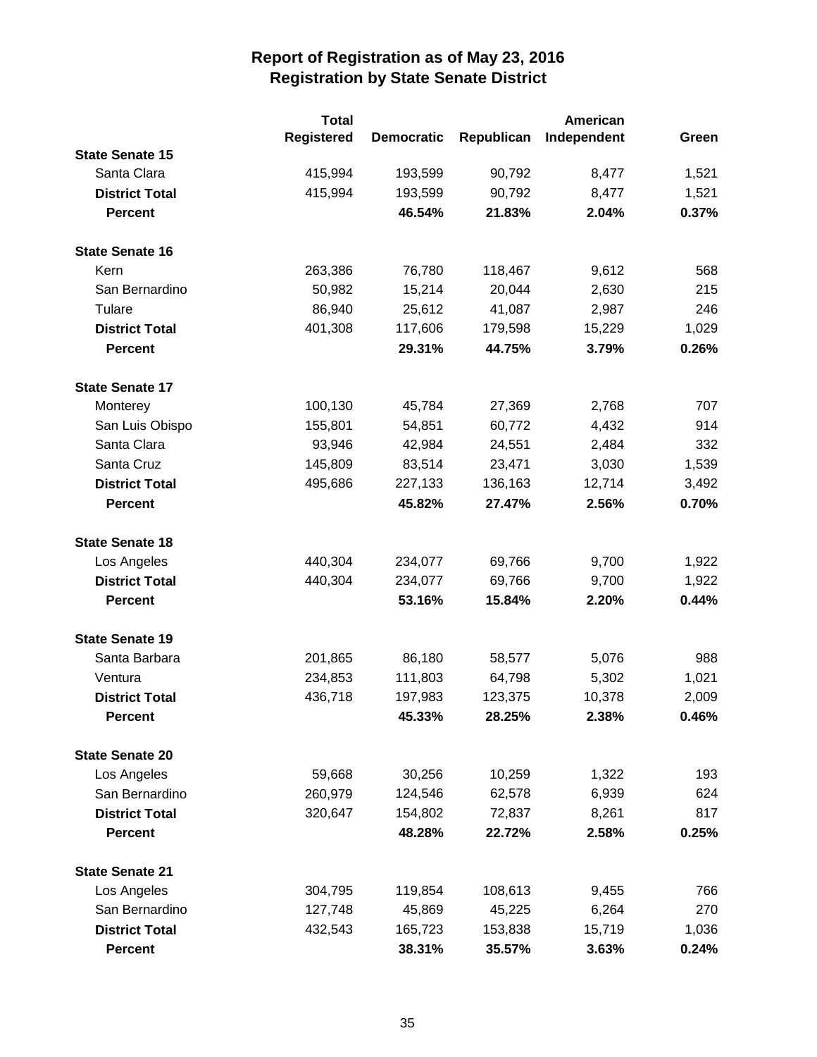# Report of Registration as of May 23, 2016
## Registration by State Senate District

| | Total Registered | Democratic | Republican | American Independent | Green |
|---|---|---|---|---|---|
| **State Senate 15** | | | | | |
| Santa Clara | 415,994 | 193,599 | 90,792 | 8,477 | 1,521 |
| **District Total** | 415,994 | 193,599 | 90,792 | 8,477 | 1,521 |
| **Percent** | | **46.54%** | **21.83%** | **2.04%** | **0.37%** |
| **State Senate 16** | | | | | |
| Kern | 263,386 | 76,780 | 118,467 | 9,612 | 568 |
| San Bernardino | 50,982 | 15,214 | 20,044 | 2,630 | 215 |
| Tulare | 86,940 | 25,612 | 41,087 | 2,987 | 246 |
| **District Total** | 401,308 | 117,606 | 179,598 | 15,229 | 1,029 |
| **Percent** | | **29.31%** | **44.75%** | **3.79%** | **0.26%** |
| **State Senate 17** | | | | | |
| Monterey | 100,130 | 45,784 | 27,369 | 2,768 | 707 |
| San Luis Obispo | 155,801 | 54,851 | 60,772 | 4,432 | 914 |
| Santa Clara | 93,946 | 42,984 | 24,551 | 2,484 | 332 |
| Santa Cruz | 145,809 | 83,514 | 23,471 | 3,030 | 1,539 |
| **District Total** | 495,686 | 227,133 | 136,163 | 12,714 | 3,492 |
| **Percent** | | **45.82%** | **27.47%** | **2.56%** | **0.70%** |
| **State Senate 18** | | | | | |
| Los Angeles | 440,304 | 234,077 | 69,766 | 9,700 | 1,922 |
| **District Total** | 440,304 | 234,077 | 69,766 | 9,700 | 1,922 |
| **Percent** | | **53.16%** | **15.84%** | **2.20%** | **0.44%** |
| **State Senate 19** | | | | | |
| Santa Barbara | 201,865 | 86,180 | 58,577 | 5,076 | 988 |
| Ventura | 234,853 | 111,803 | 64,798 | 5,302 | 1,021 |
| **District Total** | 436,718 | 197,983 | 123,375 | 10,378 | 2,009 |
| **Percent** | | **45.33%** | **28.25%** | **2.38%** | **0.46%** |
| **State Senate 20** | | | | | |
| Los Angeles | 59,668 | 30,256 | 10,259 | 1,322 | 193 |
| San Bernardino | 260,979 | 124,546 | 62,578 | 6,939 | 624 |
| **District Total** | 320,647 | 154,802 | 72,837 | 8,261 | 817 |
| **Percent** | | **48.28%** | **22.72%** | **2.58%** | **0.25%** |
| **State Senate 21** | | | | | |
| Los Angeles | 304,795 | 119,854 | 108,613 | 9,455 | 766 |
| San Bernardino | 127,748 | 45,869 | 45,225 | 6,264 | 270 |
| **District Total** | 432,543 | 165,723 | 153,838 | 15,719 | 1,036 |
| **Percent** | | **38.31%** | **35.57%** | **3.63%** | **0.24%** |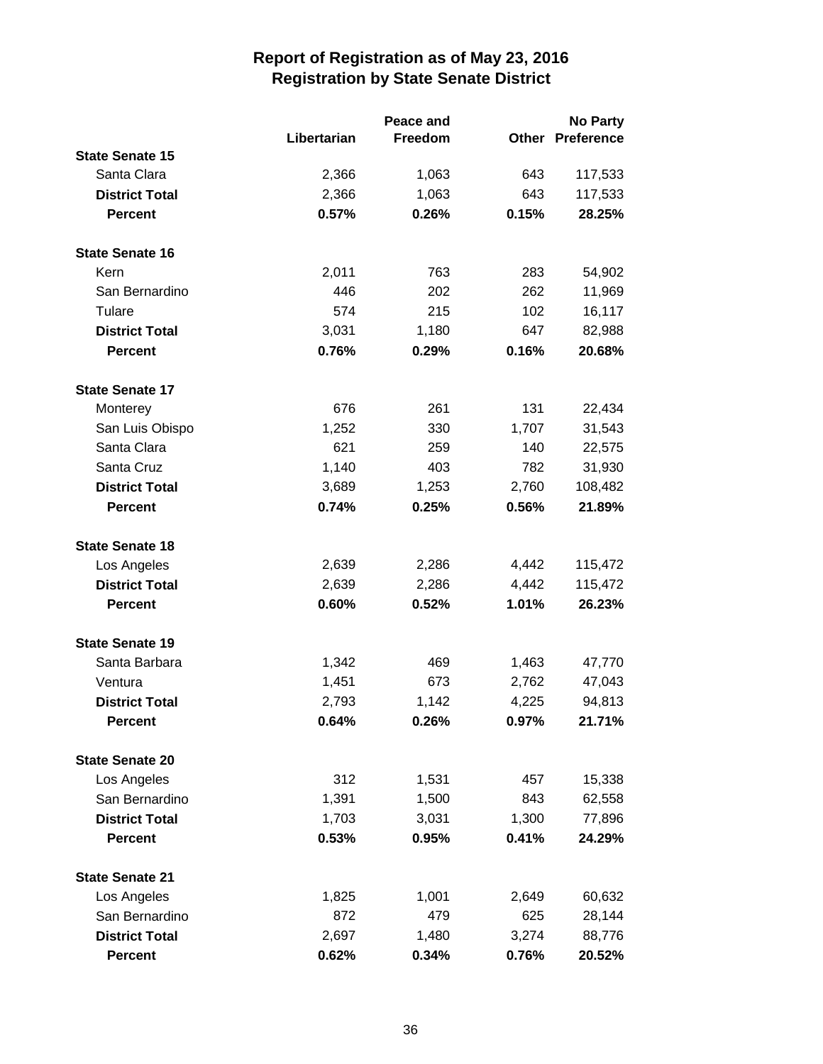# Report of Registration as of May 23, 2016
## Registration by State Senate District

| | Libertarian | Peace and Freedom | Other | No Party Preference |
|---|---|---|---|---|
| **State Senate 15** | | | | |
| Santa Clara | 2,366 | 1,063 | 643 | 117,533 |
| **District Total** | 2,366 | 1,063 | 643 | 117,533 |
| **Percent** | **0.57%** | **0.26%** | **0.15%** | **28.25%** |
| **State Senate 16** | | | | |
| Kern | 2,011 | 763 | 283 | 54,902 |
| San Bernardino | 446 | 202 | 262 | 11,969 |
| Tulare | 574 | 215 | 102 | 16,117 |
| **District Total** | 3,031 | 1,180 | 647 | 82,988 |
| **Percent** | **0.76%** | **0.29%** | **0.16%** | **20.68%** |
| **State Senate 17** | | | | |
| Monterey | 676 | 261 | 131 | 22,434 |
| San Luis Obispo | 1,252 | 330 | 1,707 | 31,543 |
| Santa Clara | 621 | 259 | 140 | 22,575 |
| Santa Cruz | 1,140 | 403 | 782 | 31,930 |
| **District Total** | 3,689 | 1,253 | 2,760 | 108,482 |
| **Percent** | **0.74%** | **0.25%** | **0.56%** | **21.89%** |
| **State Senate 18** | | | | |
| Los Angeles | 2,639 | 2,286 | 4,442 | 115,472 |
| **District Total** | 2,639 | 2,286 | 4,442 | 115,472 |
| **Percent** | **0.60%** | **0.52%** | **1.01%** | **26.23%** |
| **State Senate 19** | | | | |
| Santa Barbara | 1,342 | 469 | 1,463 | 47,770 |
| Ventura | 1,451 | 673 | 2,762 | 47,043 |
| **District Total** | 2,793 | 1,142 | 4,225 | 94,813 |
| **Percent** | **0.64%** | **0.26%** | **0.97%** | **21.71%** |
| **State Senate 20** | | | | |
| Los Angeles | 312 | 1,531 | 457 | 15,338 |
| San Bernardino | 1,391 | 1,500 | 843 | 62,558 |
| **District Total** | 1,703 | 3,031 | 1,300 | 77,896 |
| **Percent** | **0.53%** | **0.95%** | **0.41%** | **24.29%** |
| **State Senate 21** | | | | |
| Los Angeles | 1,825 | 1,001 | 2,649 | 60,632 |
| San Bernardino | 872 | 479 | 625 | 28,144 |
| **District Total** | 2,697 | 1,480 | 3,274 | 88,776 |
| **Percent** | **0.62%** | **0.34%** | **0.76%** | **20.52%** |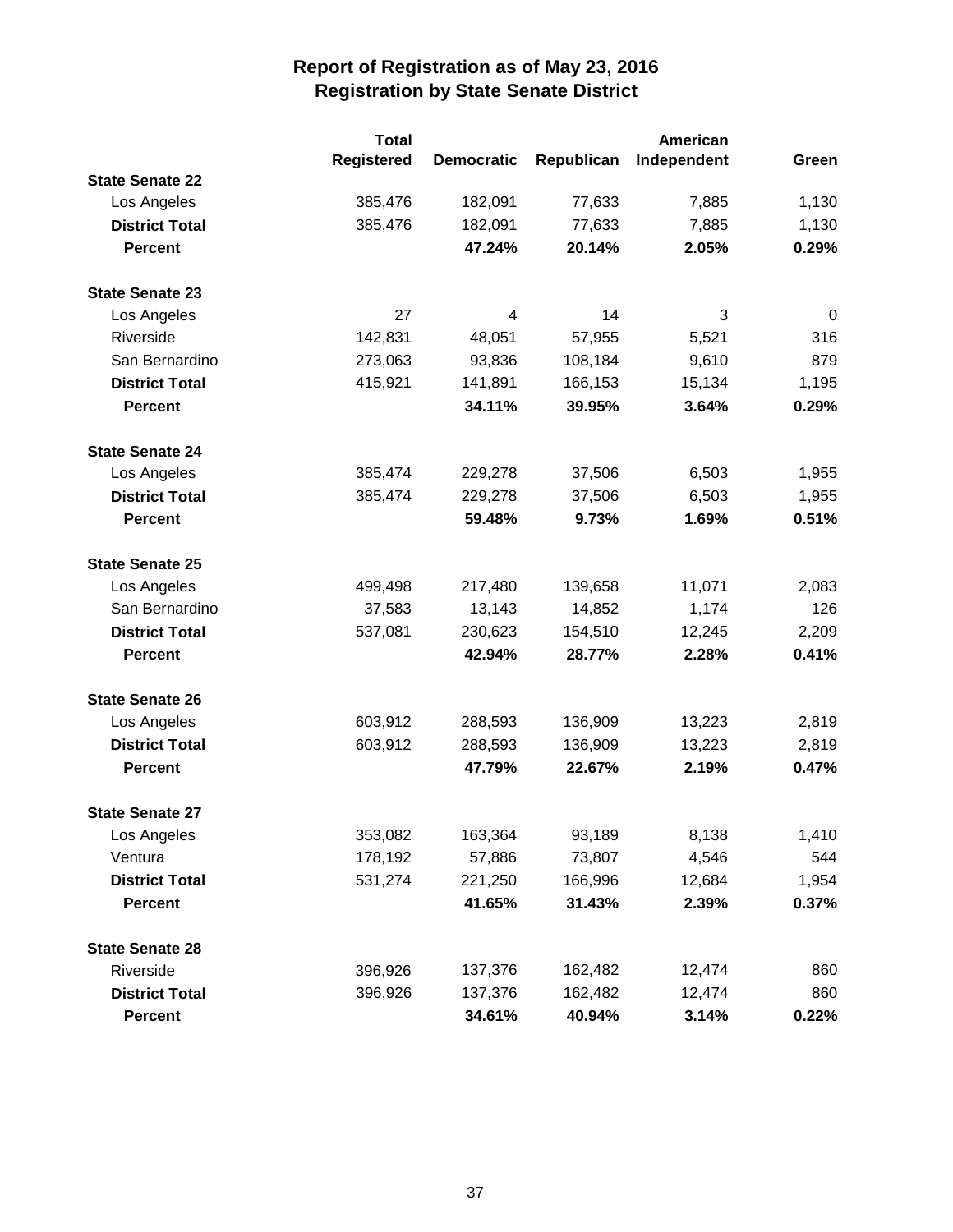# Report of Registration as of May 23, 2016
## Registration by State Senate District

| | Total Registered | Democratic | Republican | American Independent | Green |
|---|---|---|---|---|---|
| **State Senate 22** | | | | | |
| Los Angeles | 385,476 | 182,091 | 77,633 | 7,885 | 1,130 |
| **District Total** | 385,476 | 182,091 | 77,633 | 7,885 | 1,130 |
| **Percent** | | **47.24%** | **20.14%** | **2.05%** | **0.29%** |
| **State Senate 23** | | | | | |
| Los Angeles | 27 | 4 | 14 | 3 | 0 |
| Riverside | 142,831 | 48,051 | 57,955 | 5,521 | 316 |
| San Bernardino | 273,063 | 93,836 | 108,184 | 9,610 | 879 |
| **District Total** | 415,921 | 141,891 | 166,153 | 15,134 | 1,195 |
| **Percent** | | **34.11%** | **39.95%** | **3.64%** | **0.29%** |
| **State Senate 24** | | | | | |
| Los Angeles | 385,474 | 229,278 | 37,506 | 6,503 | 1,955 |
| **District Total** | 385,474 | 229,278 | 37,506 | 6,503 | 1,955 |
| **Percent** | | **59.48%** | **9.73%** | **1.69%** | **0.51%** |
| **State Senate 25** | | | | | |
| Los Angeles | 499,498 | 217,480 | 139,658 | 11,071 | 2,083 |
| San Bernardino | 37,583 | 13,143 | 14,852 | 1,174 | 126 |
| **District Total** | 537,081 | 230,623 | 154,510 | 12,245 | 2,209 |
| **Percent** | | **42.94%** | **28.77%** | **2.28%** | **0.41%** |
| **State Senate 26** | | | | | |
| Los Angeles | 603,912 | 288,593 | 136,909 | 13,223 | 2,819 |
| **District Total** | 603,912 | 288,593 | 136,909 | 13,223 | 2,819 |
| **Percent** | | **47.79%** | **22.67%** | **2.19%** | **0.47%** |
| **State Senate 27** | | | | | |
| Los Angeles | 353,082 | 163,364 | 93,189 | 8,138 | 1,410 |
| Ventura | 178,192 | 57,886 | 73,807 | 4,546 | 544 |
| **District Total** | 531,274 | 221,250 | 166,996 | 12,684 | 1,954 |
| **Percent** | | **41.65%** | **31.43%** | **2.39%** | **0.37%** |
| **State Senate 28** | | | | | |
| Riverside | 396,926 | 137,376 | 162,482 | 12,474 | 860 |
| **District Total** | 396,926 | 137,376 | 162,482 | 12,474 | 860 |
| **Percent** | | **34.61%** | **40.94%** | **3.14%** | **0.22%** |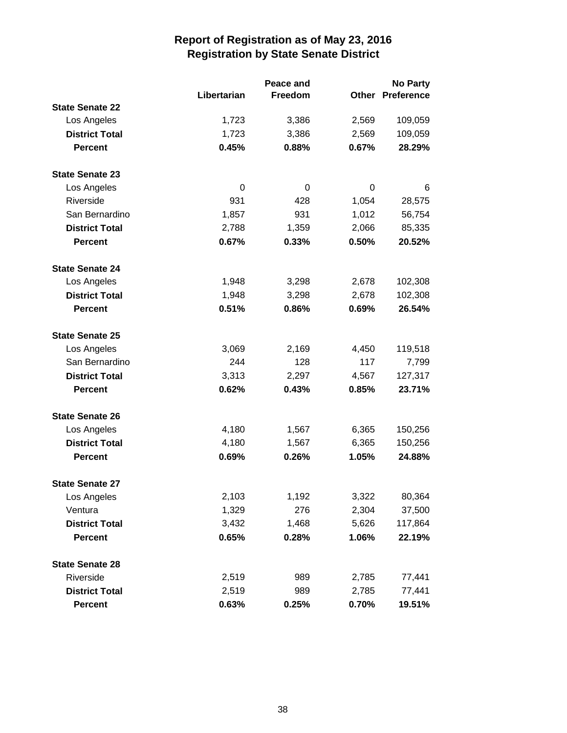# Report of Registration as of May 23, 2016
## Registration by State Senate District

| | Libertarian | Peace and Freedom | Other | No Party Preference |
|---|---|---|---|---|
| **State Senate 22** | | | | |
| Los Angeles | 1,723 | 3,386 | 2,569 | 109,059 |
| **District Total** | 1,723 | 3,386 | 2,569 | 109,059 |
| **Percent** | **0.45%** | **0.88%** | **0.67%** | **28.29%** |
| **State Senate 23** | | | | |
| Los Angeles | 0 | 0 | 0 | 6 |
| Riverside | 931 | 428 | 1,054 | 28,575 |
| San Bernardino | 1,857 | 931 | 1,012 | 56,754 |
| **District Total** | 2,788 | 1,359 | 2,066 | 85,335 |
| **Percent** | **0.67%** | **0.33%** | **0.50%** | **20.52%** |
| **State Senate 24** | | | | |
| Los Angeles | 1,948 | 3,298 | 2,678 | 102,308 |
| **District Total** | 1,948 | 3,298 | 2,678 | 102,308 |
| **Percent** | **0.51%** | **0.86%** | **0.69%** | **26.54%** |
| **State Senate 25** | | | | |
| Los Angeles | 3,069 | 2,169 | 4,450 | 119,518 |
| San Bernardino | 244 | 128 | 117 | 7,799 |
| **District Total** | 3,313 | 2,297 | 4,567 | 127,317 |
| **Percent** | **0.62%** | **0.43%** | **0.85%** | **23.71%** |
| **State Senate 26** | | | | |
| Los Angeles | 4,180 | 1,567 | 6,365 | 150,256 |
| **District Total** | 4,180 | 1,567 | 6,365 | 150,256 |
| **Percent** | **0.69%** | **0.26%** | **1.05%** | **24.88%** |
| **State Senate 27** | | | | |
| Los Angeles | 2,103 | 1,192 | 3,322 | 80,364 |
| Ventura | 1,329 | 276 | 2,304 | 37,500 |
| **District Total** | 3,432 | 1,468 | 5,626 | 117,864 |
| **Percent** | **0.65%** | **0.28%** | **1.06%** | **22.19%** |
| **State Senate 28** | | | | |
| Riverside | 2,519 | 989 | 2,785 | 77,441 |
| **District Total** | 2,519 | 989 | 2,785 | 77,441 |
| **Percent** | **0.63%** | **0.25%** | **0.70%** | **19.51%** |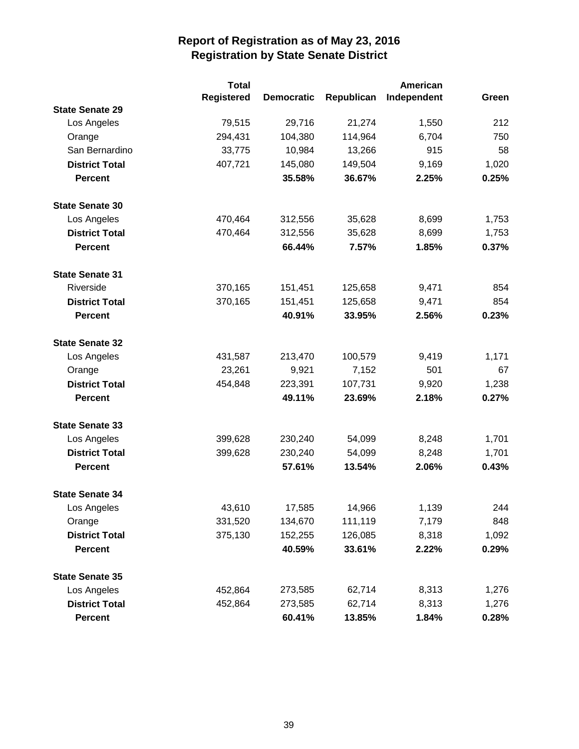# Report of Registration as of May 23, 2016
## Registration by State Senate District

| | Total Registered | Democratic | Republican | American Independent | Green |
|---|---|---|---|---|---|
| **State Senate 29** | | | | | |
| Los Angeles | 79,515 | 29,716 | 21,274 | 1,550 | 212 |
| Orange | 294,431 | 104,380 | 114,964 | 6,704 | 750 |
| San Bernardino | 33,775 | 10,984 | 13,266 | 915 | 58 |
| **District Total** | 407,721 | 145,080 | 149,504 | 9,169 | 1,020 |
| **Percent** | | **35.58%** | **36.67%** | **2.25%** | **0.25%** |
| **State Senate 30** | | | | | |
| Los Angeles | 470,464 | 312,556 | 35,628 | 8,699 | 1,753 |
| **District Total** | 470,464 | 312,556 | 35,628 | 8,699 | 1,753 |
| **Percent** | | **66.44%** | **7.57%** | **1.85%** | **0.37%** |
| **State Senate 31** | | | | | |
| Riverside | 370,165 | 151,451 | 125,658 | 9,471 | 854 |
| **District Total** | 370,165 | 151,451 | 125,658 | 9,471 | 854 |
| **Percent** | | **40.91%** | **33.95%** | **2.56%** | **0.23%** |
| **State Senate 32** | | | | | |
| Los Angeles | 431,587 | 213,470 | 100,579 | 9,419 | 1,171 |
| Orange | 23,261 | 9,921 | 7,152 | 501 | 67 |
| **District Total** | 454,848 | 223,391 | 107,731 | 9,920 | 1,238 |
| **Percent** | | **49.11%** | **23.69%** | **2.18%** | **0.27%** |
| **State Senate 33** | | | | | |
| Los Angeles | 399,628 | 230,240 | 54,099 | 8,248 | 1,701 |
| **District Total** | 399,628 | 230,240 | 54,099 | 8,248 | 1,701 |
| **Percent** | | **57.61%** | **13.54%** | **2.06%** | **0.43%** |
| **State Senate 34** | | | | | |
| Los Angeles | 43,610 | 17,585 | 14,966 | 1,139 | 244 |
| Orange | 331,520 | 134,670 | 111,119 | 7,179 | 848 |
| **District Total** | 375,130 | 152,255 | 126,085 | 8,318 | 1,092 |
| **Percent** | | **40.59%** | **33.61%** | **2.22%** | **0.29%** |
| **State Senate 35** | | | | | |
| Los Angeles | 452,864 | 273,585 | 62,714 | 8,313 | 1,276 |
| **District Total** | 452,864 | 273,585 | 62,714 | 8,313 | 1,276 |
| **Percent** | | **60.41%** | **13.85%** | **1.84%** | **0.28%** |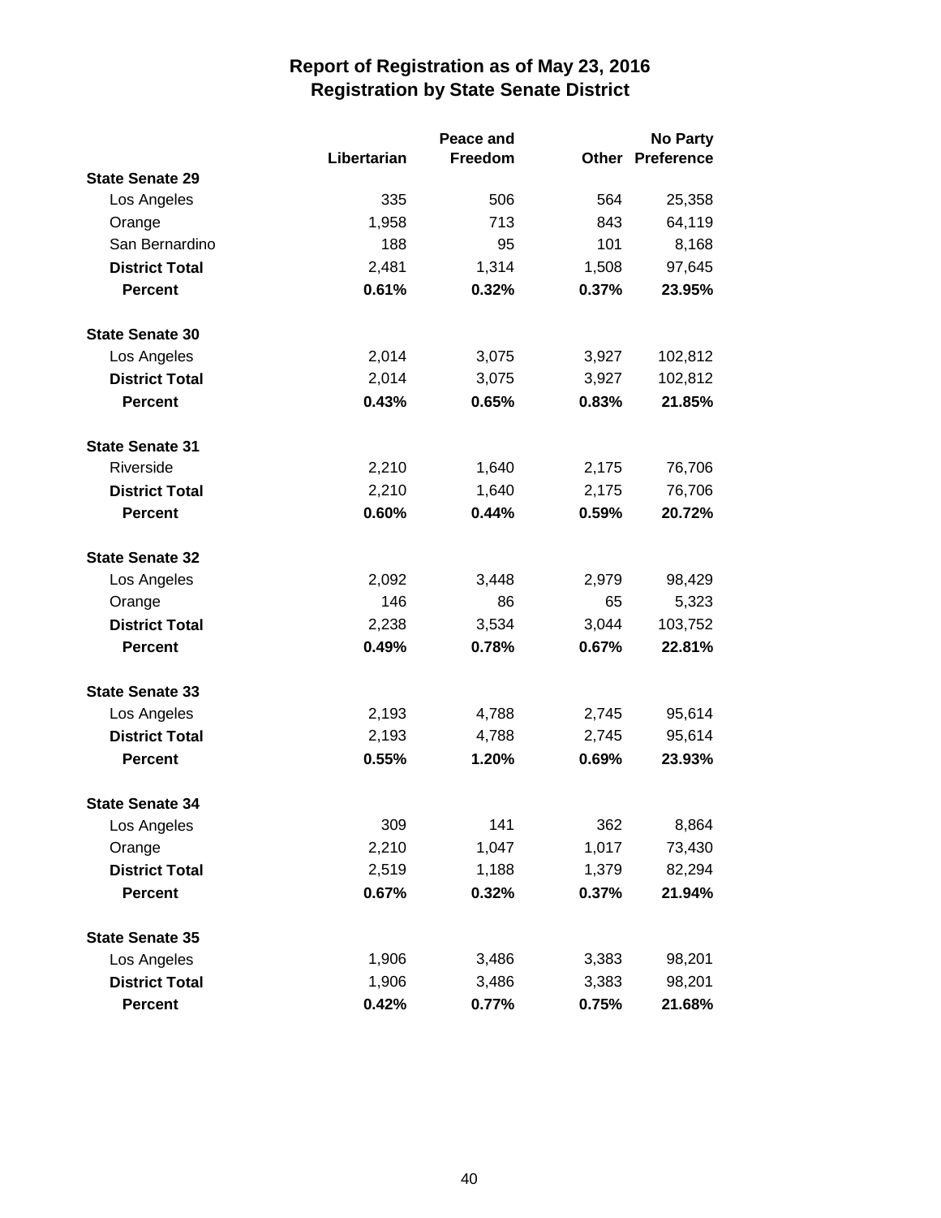# Report of Registration as of May 23, 2016
## Registration by State Senate District

| | Libertarian | Peace and Freedom | Other | No Party Preference |
|---|---|---|---|---|
| **State Senate 29** | | | | |
| Los Angeles | 335 | 506 | 564 | 25,358 |
| Orange | 1,958 | 713 | 843 | 64,119 |
| San Bernardino | 188 | 95 | 101 | 8,168 |
| **District Total** | 2,481 | 1,314 | 1,508 | 97,645 |
| **Percent** | **0.61%** | **0.32%** | **0.37%** | **23.95%** |
| **State Senate 30** | | | | |
| Los Angeles | 2,014 | 3,075 | 3,927 | 102,812 |
| **District Total** | 2,014 | 3,075 | 3,927 | 102,812 |
| **Percent** | **0.43%** | **0.65%** | **0.83%** | **21.85%** |
| **State Senate 31** | | | | |
| Riverside | 2,210 | 1,640 | 2,175 | 76,706 |
| **District Total** | 2,210 | 1,640 | 2,175 | 76,706 |
| **Percent** | **0.60%** | **0.44%** | **0.59%** | **20.72%** |
| **State Senate 32** | | | | |
| Los Angeles | 2,092 | 3,448 | 2,979 | 98,429 |
| Orange | 146 | 86 | 65 | 5,323 |
| **District Total** | 2,238 | 3,534 | 3,044 | 103,752 |
| **Percent** | **0.49%** | **0.78%** | **0.67%** | **22.81%** |
| **State Senate 33** | | | | |
| Los Angeles | 2,193 | 4,788 | 2,745 | 95,614 |
| **District Total** | 2,193 | 4,788 | 2,745 | 95,614 |
| **Percent** | **0.55%** | **1.20%** | **0.69%** | **23.93%** |
| **State Senate 34** | | | | |
| Los Angeles | 309 | 141 | 362 | 8,864 |
| Orange | 2,210 | 1,047 | 1,017 | 73,430 |
| **District Total** | 2,519 | 1,188 | 1,379 | 82,294 |
| **Percent** | **0.67%** | **0.32%** | **0.37%** | **21.94%** |
| **State Senate 35** | | | | |
| Los Angeles | 1,906 | 3,486 | 3,383 | 98,201 |
| **District Total** | 1,906 | 3,486 | 3,383 | 98,201 |
| **Percent** | **0.42%** | **0.77%** | **0.75%** | **21.68%** |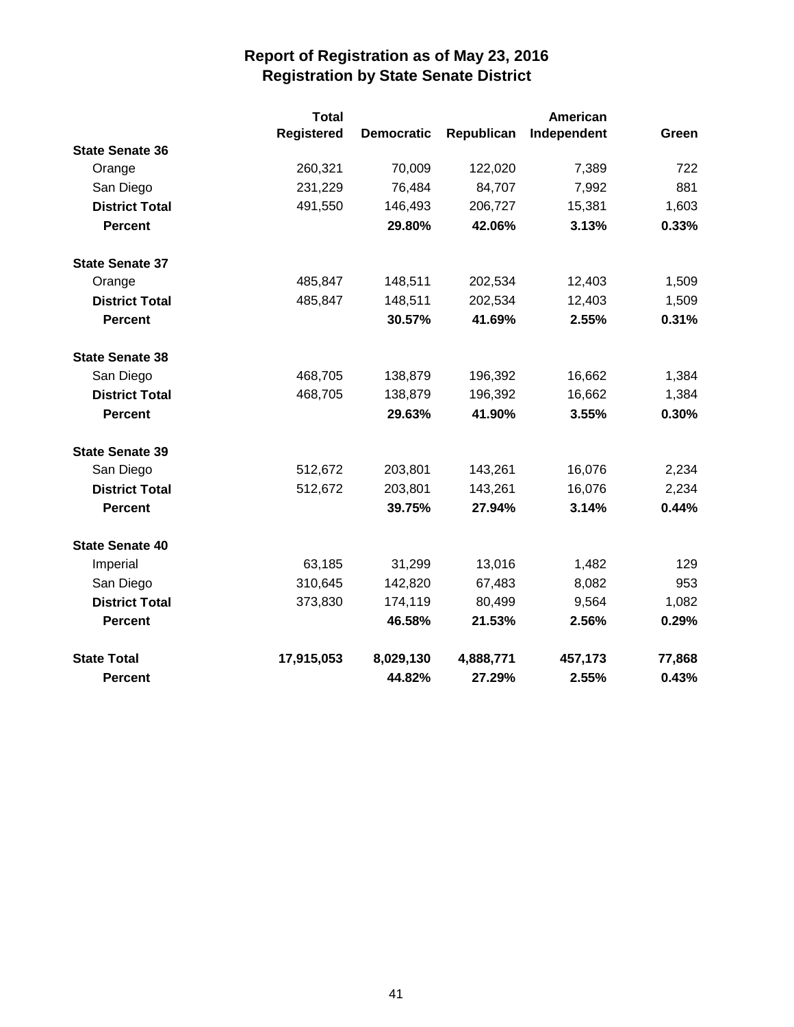# Report of Registration as of May 23, 2016
## Registration by State Senate District

| | Total Registered | Democratic | Republican | American Independent | Green |
|---|---|---|---|---|---|
| **State Senate 36** | | | | | |
| Orange | 260,321 | 70,009 | 122,020 | 7,389 | 722 |
| San Diego | 231,229 | 76,484 | 84,707 | 7,992 | 881 |
| **District Total** | 491,550 | 146,493 | 206,727 | 15,381 | 1,603 |
| **Percent** | | **29.80%** | **42.06%** | **3.13%** | **0.33%** |
| **State Senate 37** | | | | | |
| Orange | 485,847 | 148,511 | 202,534 | 12,403 | 1,509 |
| **District Total** | 485,847 | 148,511 | 202,534 | 12,403 | 1,509 |
| **Percent** | | **30.57%** | **41.69%** | **2.55%** | **0.31%** |
| **State Senate 38** | | | | | |
| San Diego | 468,705 | 138,879 | 196,392 | 16,662 | 1,384 |
| **District Total** | 468,705 | 138,879 | 196,392 | 16,662 | 1,384 |
| **Percent** | | **29.63%** | **41.90%** | **3.55%** | **0.30%** |
| **State Senate 39** | | | | | |
| San Diego | 512,672 | 203,801 | 143,261 | 16,076 | 2,234 |
| **District Total** | 512,672 | 203,801 | 143,261 | 16,076 | 2,234 |
| **Percent** | | **39.75%** | **27.94%** | **3.14%** | **0.44%** |
| **State Senate 40** | | | | | |
| Imperial | 63,185 | 31,299 | 13,016 | 1,482 | 129 |
| San Diego | 310,645 | 142,820 | 67,483 | 8,082 | 953 |
| **District Total** | 373,830 | 174,119 | 80,499 | 9,564 | 1,082 |
| **Percent** | | **46.58%** | **21.53%** | **2.56%** | **0.29%** |
| **State Total** | **17,915,053** | **8,029,130** | **4,888,771** | **457,173** | **77,868** |
| **Percent** | | **44.82%** | **27.29%** | **2.55%** | **0.43%** |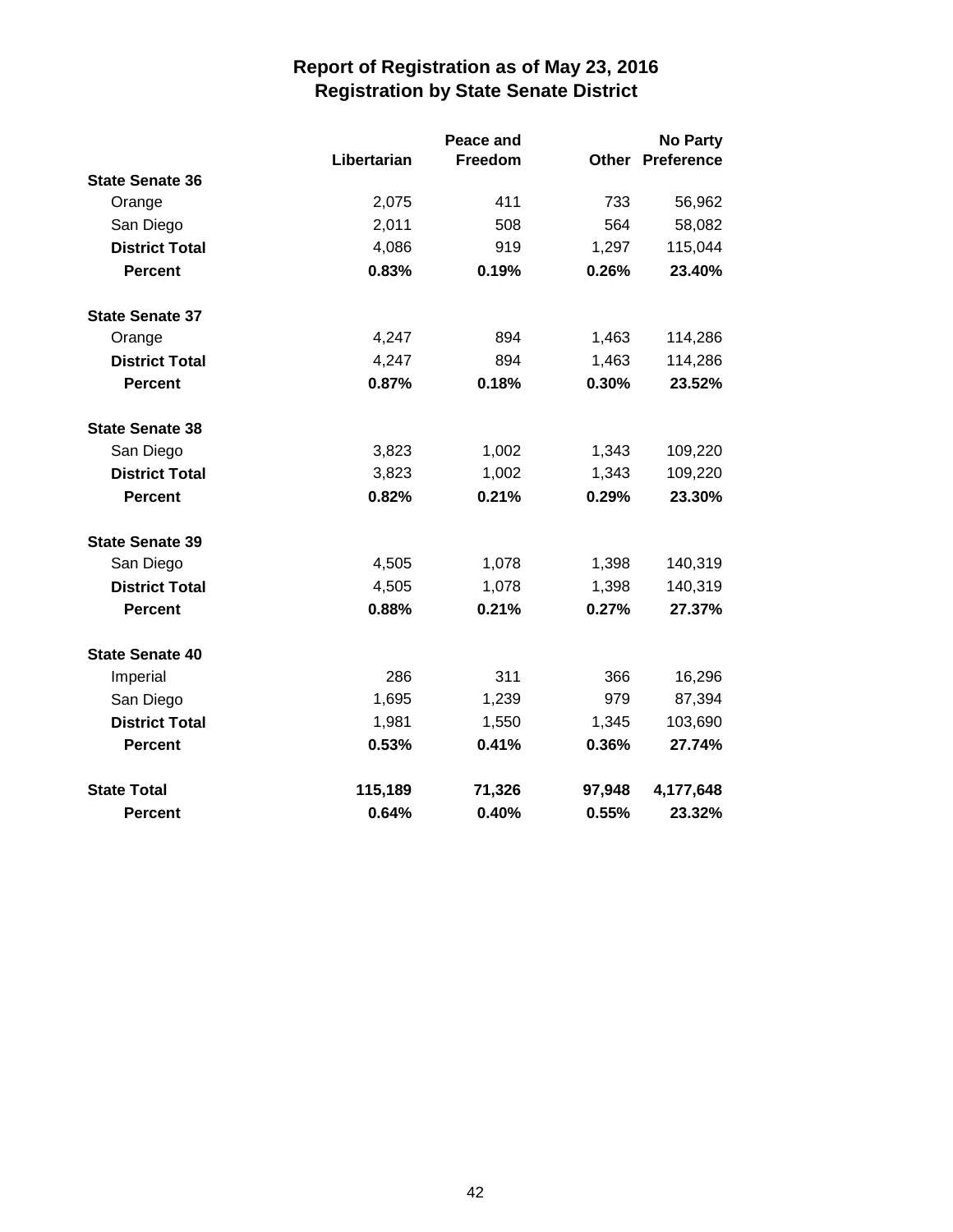# Report of Registration as of May 23, 2016
## Registration by State Senate District

| | Libertarian | Peace and Freedom | Other | No Party Preference |
|---|---|---|---|---|
| **State Senate 36** | | | | |
| Orange | 2,075 | 411 | 733 | 56,962 |
| San Diego | 2,011 | 508 | 564 | 58,082 |
| **District Total** | 4,086 | 919 | 1,297 | 115,044 |
| **Percent** | **0.83%** | **0.19%** | **0.26%** | **23.40%** |
| **State Senate 37** | | | | |
| Orange | 4,247 | 894 | 1,463 | 114,286 |
| **District Total** | 4,247 | 894 | 1,463 | 114,286 |
| **Percent** | **0.87%** | **0.18%** | **0.30%** | **23.52%** |
| **State Senate 38** | | | | |
| San Diego | 3,823 | 1,002 | 1,343 | 109,220 |
| **District Total** | 3,823 | 1,002 | 1,343 | 109,220 |
| **Percent** | **0.82%** | **0.21%** | **0.29%** | **23.30%** |
| **State Senate 39** | | | | |
| San Diego | 4,505 | 1,078 | 1,398 | 140,319 |
| **District Total** | 4,505 | 1,078 | 1,398 | 140,319 |
| **Percent** | **0.88%** | **0.21%** | **0.27%** | **27.37%** |
| **State Senate 40** | | | | |
| Imperial | 286 | 311 | 366 | 16,296 |
| San Diego | 1,695 | 1,239 | 979 | 87,394 |
| **District Total** | 1,981 | 1,550 | 1,345 | 103,690 |
| **Percent** | **0.53%** | **0.41%** | **0.36%** | **27.74%** |
| **State Total** | **115,189** | **71,326** | **97,948** | **4,177,648** |
| **Percent** | **0.64%** | **0.40%** | **0.55%** | **23.32%** |